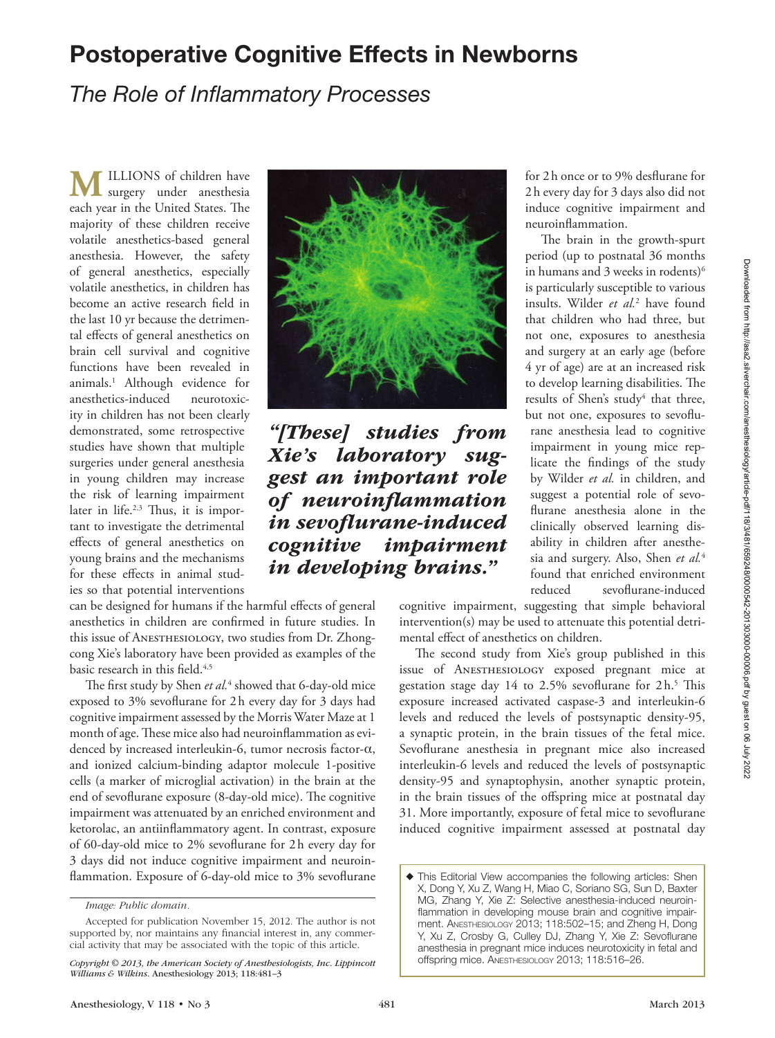# Postoperative Cognitive Effects in Newborns

## *The Role of Inflammatory Processes*

MILLIONS of children have surgery under anesthesia each year in the United States. The majority of these children receive volatile anesthetics-based general anesthesia. However, the safety of general anesthetics, especially volatile anesthetics, in children has become an active research field in the last 10 yr because the detrimental effects of general anesthetics on brain cell survival and cognitive functions have been revealed in animals.[1] Although evidence for anesthetics-induced neurotoxicity in children has not been clearly demonstrated, some retrospective studies have shown that multiple surgeries under general anesthesia in young children may increase the risk of learning impairment later in life.[2,3] Thus, it is important to investigate the detrimental effects of general anesthetics on young brains and the mechanisms for these effects in animal studies so that potential interventions can be designed for humans if the harmful effects of general anesthetics in children are confirmed in future studies. In this issue of Anesthesiology, two studies from Dr. Zhongcong Xie's laboratory have been provided as examples of the basic research in this field.[4,5]

*"[These] studies from Xie's laboratory suggest an important role of neuroinflammation in sevoflurane-induced cognitive impairment in developing brains."*

The first study by Shen *et al.*[4] showed that 6-day-old mice exposed to 3% sevoflurane for 2h every day for 3 days had cognitive impairment assessed by the Morris Water Maze at 1 month of age. These mice also had neuroinflammation as evidenced by increased interleukin-6, tumor necrosis factor-α, and ionized calcium-binding adaptor molecule 1-positive cells (a marker of microglial activation) in the brain at the end of sevoflurane exposure (8-day-old mice). The cognitive impairment was attenuated by an enriched environment and ketorolac, an antiinflammatory agent. In contrast, exposure of 60-day-old mice to 2% sevoflurane for 2h every day for 3 days did not induce cognitive impairment and neuroinflammation. Exposure of 6-day-old mice to 3% sevoflurane for 2h once or to 9% desflurane for 2h every day for 3 days also did not induce cognitive impairment and neuroinflammation.

The brain in the growth-spurt period (up to postnatal 36 months in humans and 3 weeks in rodents)[6] is particularly susceptible to various insults. Wilder *et al.*[2] have found that children who had three, but not one, exposures to anesthesia and surgery at an early age (before 4 yr of age) are at an increased risk to develop learning disabilities. The results of Shen's study[4] that three, but not one, exposures to sevoflurane anesthesia lead to cognitive impairment in young mice replicate the findings of the study by Wilder *et al.* in children, and suggest a potential role of sevoflurane anesthesia alone in the clinically observed learning disability in children after anesthesia and surgery. Also, Shen *et al.*[4] found that enriched environment reduced sevoflurane-induced cognitive impairment, suggesting that simple behavioral intervention(s) may be used to attenuate this potential detrimental effect of anesthetics on children.

The second study from Xie's group published in this issue of Anesthesiology exposed pregnant mice at gestation stage day 14 to 2.5% sevoflurane for 2h.[5] This exposure increased activated caspase-3 and interleukin-6 levels and reduced the levels of postsynaptic density-95, a synaptic protein, in the brain tissues of the fetal mice. Sevoflurane anesthesia in pregnant mice also increased interleukin-6 levels and reduced the levels of postsynaptic density-95 and synaptophysin, another synaptic protein, in the brain tissues of the offspring mice at postnatal day 31. More importantly, exposure of fetal mice to sevoflurane induced cognitive impairment assessed at postnatal day

*Image: Public domain.*

Accepted for publication November 15, 2012. The author is not supported by, nor maintains any financial interest in, any commercial activity that may be associated with the topic of this article.

*Copyright © 2013, the American Society of Anesthesiologists, Inc. Lippincott Williams & Wilkins.* Anesthesiology 2013; 118:481–3

◆ This Editorial View accompanies the following articles: Shen X, Dong Y, Xu Z, Wang H, Miao C, Soriano SG, Sun D, Baxter MG, Zhang Y, Xie Z: Selective anesthesia-induced neuroinflammation in developing mouse brain and cognitive impairment. Anesthesiology 2013; 118:502–15; and Zheng H, Dong Y, Xu Z, Crosby G, Culley DJ, Zhang Y, Xie Z: Sevoflurane anesthesia in pregnant mice induces neurotoxicity in fetal and offspring mice. Anesthesiology 2013; 118:516–26.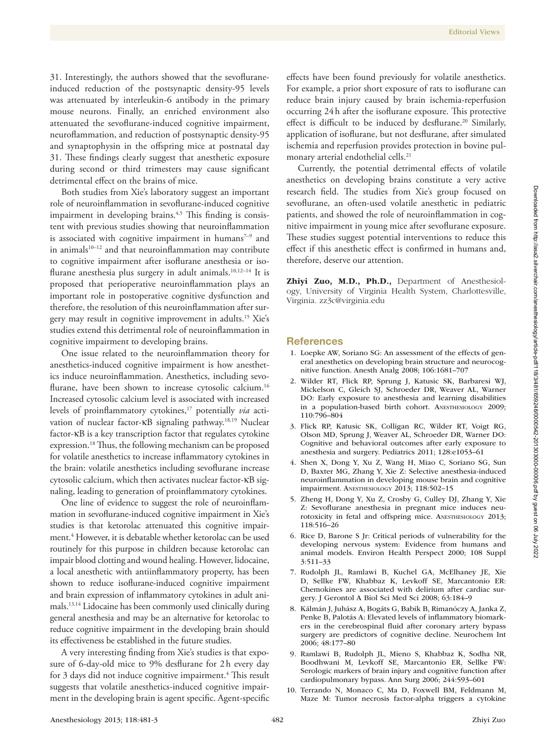31. Interestingly, the authors showed that the sevoflurane-induced reduction of the postsynaptic density-95 levels was attenuated by interleukin-6 antibody in the primary mouse neurons. Finally, an enriched environment also attenuated the sevoflurane-induced cognitive impairment, neuroflammation, and reduction of postsynaptic density-95 and synaptophysin in the offspring mice at postnatal day 31. These findings clearly suggest that anesthetic exposure during second or third trimesters may cause significant detrimental effect on the brains of mice.

Both studies from Xie's laboratory suggest an important role of neuroinflammation in sevoflurane-induced cognitive impairment in developing brains.[4,5] This finding is consistent with previous studies showing that neuroinflammation is associated with cognitive impairment in humans[7–9] and in animals[10–12] and that neuroinflammation may contribute to cognitive impairment after isoflurane anesthesia or isoflurane anesthesia plus surgery in adult animals.[10,12–14] It is proposed that perioperative neuroinflammation plays an important role in postoperative cognitive dysfunction and therefore, the resolution of this neuroinflammation after surgery may result in cognitive improvement in adults.[15] Xie's studies extend this detrimental role of neuroinflammation in cognitive impairment to developing brains.

One issue related to the neuroinflammation theory for anesthetics-induced cognitive impairment is how anesthetics induce neuroinflammation. Anesthetics, including sevoflurane, have been shown to increase cytosolic calcium.[16] Increased cytosolic calcium level is associated with increased levels of proinflammatory cytokines,[17] potentially *via* activation of nuclear factor-κB signaling pathway.[18,19] Nuclear factor-κB is a key transcription factor that regulates cytokine expression.[18] Thus, the following mechanism can be proposed for volatile anesthetics to increase inflammatory cytokines in the brain: volatile anesthetics including sevoflurane increase cytosolic calcium, which then activates nuclear factor-κB signaling, leading to generation of proinflammatory cytokines.

One line of evidence to suggest the role of neuroinflammation in sevoflurane-induced cognitive impairment in Xie's studies is that ketorolac attenuated this cognitive impairment.[4] However, it is debatable whether ketorolac can be used routinely for this purpose in children because ketorolac can impair blood clotting and wound healing. However, lidocaine, a local anesthetic with antiinflammatory property, has been shown to reduce isoflurane-induced cognitive impairment and brain expression of inflammatory cytokines in adult animals.[13,14] Lidocaine has been commonly used clinically during general anesthesia and may be an alternative for ketorolac to reduce cognitive impairment in the developing brain should its effectiveness be established in the future studies.

A very interesting finding from Xie's studies is that exposure of 6-day-old mice to 9% desflurane for 2 h every day for 3 days did not induce cognitive impairment.[4] This result suggests that volatile anesthetics-induced cognitive impairment in the developing brain is agent specific. Agent-specific effects have been found previously for volatile anesthetics. For example, a prior short exposure of rats to isoflurane can reduce brain injury caused by brain ischemia-reperfusion occurring 24 h after the isoflurane exposure. This protective effect is difficult to be induced by desflurane.[20] Similarly, application of isoflurane, but not desflurane, after simulated ischemia and reperfusion provides protection in bovine pulmonary arterial endothelial cells.[21]

Currently, the potential detrimental effects of volatile anesthetics on developing brains constitute a very active research field. The studies from Xie's group focused on sevoflurane, an often-used volatile anesthetic in pediatric patients, and showed the role of neuroinflammation in cognitive impairment in young mice after sevoflurane exposure. These studies suggest potential interventions to reduce this effect if this anesthetic effect is confirmed in humans and, therefore, deserve our attention.

**Zhiyi Zuo, M.D., Ph.D.,** Department of Anesthesiology, University of Virginia Health System, Charlottesville, Virginia. zz3c@virginia.edu

## References

1. Loepke AW, Soriano SG: An assessment of the effects of general anesthetics on developing brain structure and neurocognitive function. Anesth Analg 2008; 106:1681–707
2. Wilder RT, Flick RP, Sprung J, Katusic SK, Barbaresi WJ, Mickelson C, Gleich SJ, Schroeder DR, Weaver AL, Warner DO: Early exposure to anesthesia and learning disabilities in a population-based birth cohort. Anesthesiology 2009; 110:796–804
3. Flick RP, Katusic SK, Colligan RC, Wilder RT, Voigt RG, Olson MD, Sprung J, Weaver AL, Schroeder DR, Warner DO: Cognitive and behavioral outcomes after early exposure to anesthesia and surgery. Pediatrics 2011; 128:e1053–61
4. Shen X, Dong Y, Xu Z, Wang H, Miao C, Soriano SG, Sun D, Baxter MG, Zhang Y, Xie Z: Selective anesthesia-induced neuroinflammation in developing mouse brain and cognitive impairment. Anesthesiology 2013; 118:502–15
5. Zheng H, Dong Y, Xu Z, Crosby G, Culley DJ, Zhang Y, Xie Z: Sevoflurane anesthesia in pregnant mice induces neurotoxicity in fetal and offspring mice. Anesthesiology 2013; 118:516–26
6. Rice D, Barone S Jr: Critical periods of vulnerability for the developing nervous system: Evidence from humans and animal models. Environ Health Perspect 2000; 108 Suppl 3:511–33
7. Rudolph JL, Ramlawi B, Kuchel GA, McElhaney JE, Xie D, Sellke FW, Khabbaz K, Levkoff SE, Marcantonio ER: Chemokines are associated with delirium after cardiac surgery. J Gerontol A Biol Sci Med Sci 2008; 63:184–9
8. Kálmán J, Juhász A, Bogáts G, Babik B, Rimanóczy A, Janka Z, Penke B, Palotás A: Elevated levels of inflammatory biomarkers in the cerebrospinal fluid after coronary artery bypass surgery are predictors of cognitive decline. Neurochem Int 2006; 48:177–80
9. Ramlawi B, Rudolph JL, Mieno S, Khabbaz K, Sodha NR, Boodhwani M, Levkoff SE, Marcantonio ER, Sellke FW: Serologic markers of brain injury and cognitive function after cardiopulmonary bypass. Ann Surg 2006; 244:593–601
10. Terrando N, Monaco C, Ma D, Foxwell BM, Feldmann M, Maze M: Tumor necrosis factor-alpha triggers a cytokine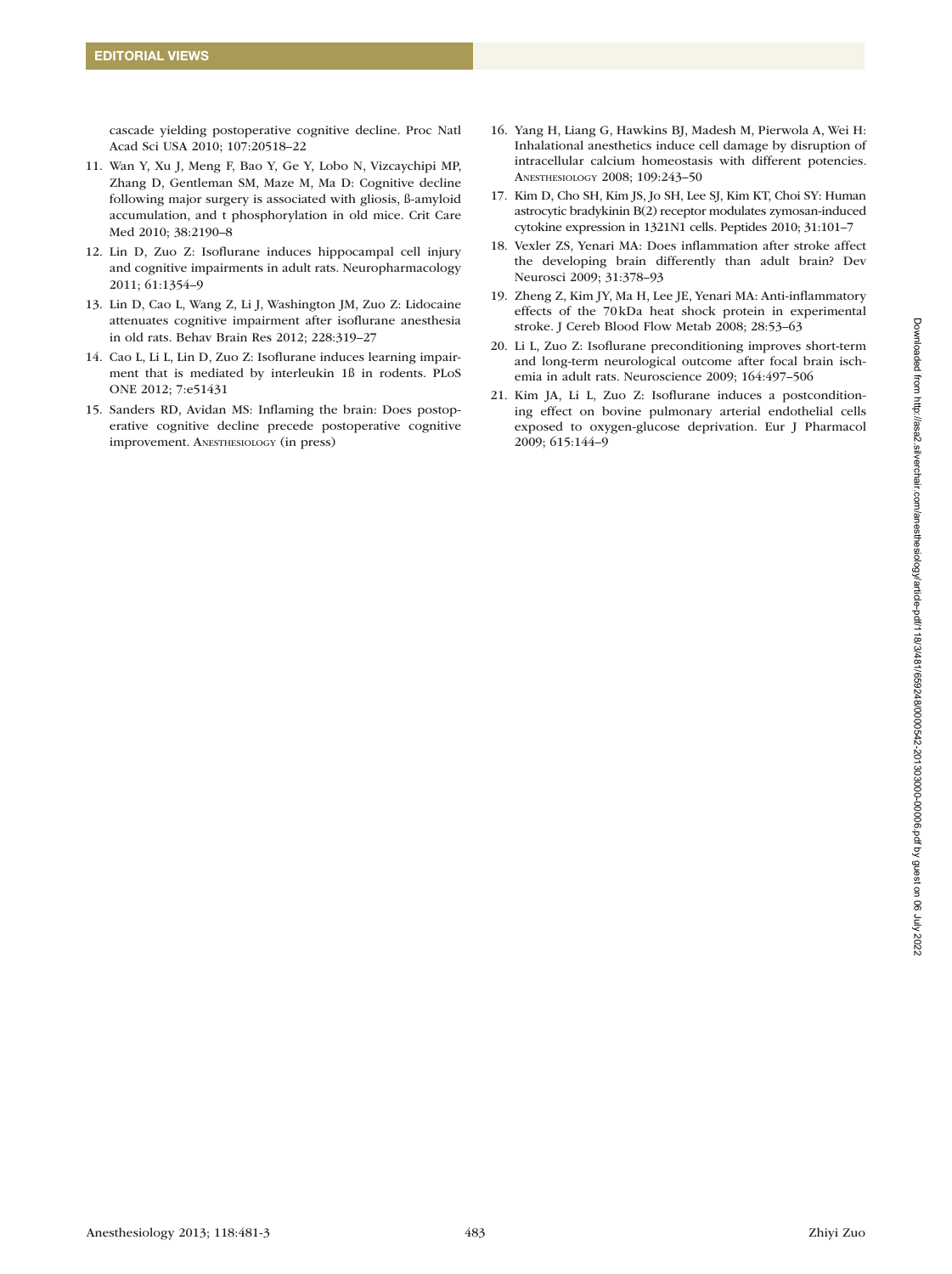cascade yielding postoperative cognitive decline. Proc Natl Acad Sci USA 2010; 107:20518–22

11. Wan Y, Xu J, Meng F, Bao Y, Ge Y, Lobo N, Vizcaychipi MP, Zhang D, Gentleman SM, Maze M, Ma D: Cognitive decline following major surgery is associated with gliosis, ß-amyloid accumulation, and t phosphorylation in old mice. Crit Care Med 2010; 38:2190–8
12. Lin D, Zuo Z: Isoflurane induces hippocampal cell injury and cognitive impairments in adult rats. Neuropharmacology 2011; 61:1354–9
13. Lin D, Cao L, Wang Z, Li J, Washington JM, Zuo Z: Lidocaine attenuates cognitive impairment after isoflurane anesthesia in old rats. Behav Brain Res 2012; 228:319–27
14. Cao L, Li L, Lin D, Zuo Z: Isoflurane induces learning impairment that is mediated by interleukin 1ß in rodents. PLoS ONE 2012; 7:e51431
15. Sanders RD, Avidan MS: Inflaming the brain: Does postoperative cognitive decline precede postoperative cognitive improvement. Anesthesiology (in press)
16. Yang H, Liang G, Hawkins BJ, Madesh M, Pierwola A, Wei H: Inhalational anesthetics induce cell damage by disruption of intracellular calcium homeostasis with different potencies. Anesthesiology 2008; 109:243–50
17. Kim D, Cho SH, Kim JS, Jo SH, Lee SJ, Kim KT, Choi SY: Human astrocytic bradykinin B(2) receptor modulates zymosan-induced cytokine expression in 1321N1 cells. Peptides 2010; 31:101–7
18. Vexler ZS, Yenari MA: Does inflammation after stroke affect the developing brain differently than adult brain? Dev Neurosci 2009; 31:378–93
19. Zheng Z, Kim JY, Ma H, Lee JE, Yenari MA: Anti-inflammatory effects of the 70 kDa heat shock protein in experimental stroke. J Cereb Blood Flow Metab 2008; 28:53–63
20. Li L, Zuo Z: Isoflurane preconditioning improves short-term and long-term neurological outcome after focal brain ischemia in adult rats. Neuroscience 2009; 164:497–506
21. Kim JA, Li L, Zuo Z: Isoflurane induces a postconditioning effect on bovine pulmonary arterial endothelial cells exposed to oxygen-glucose deprivation. Eur J Pharmacol 2009; 615:144–9